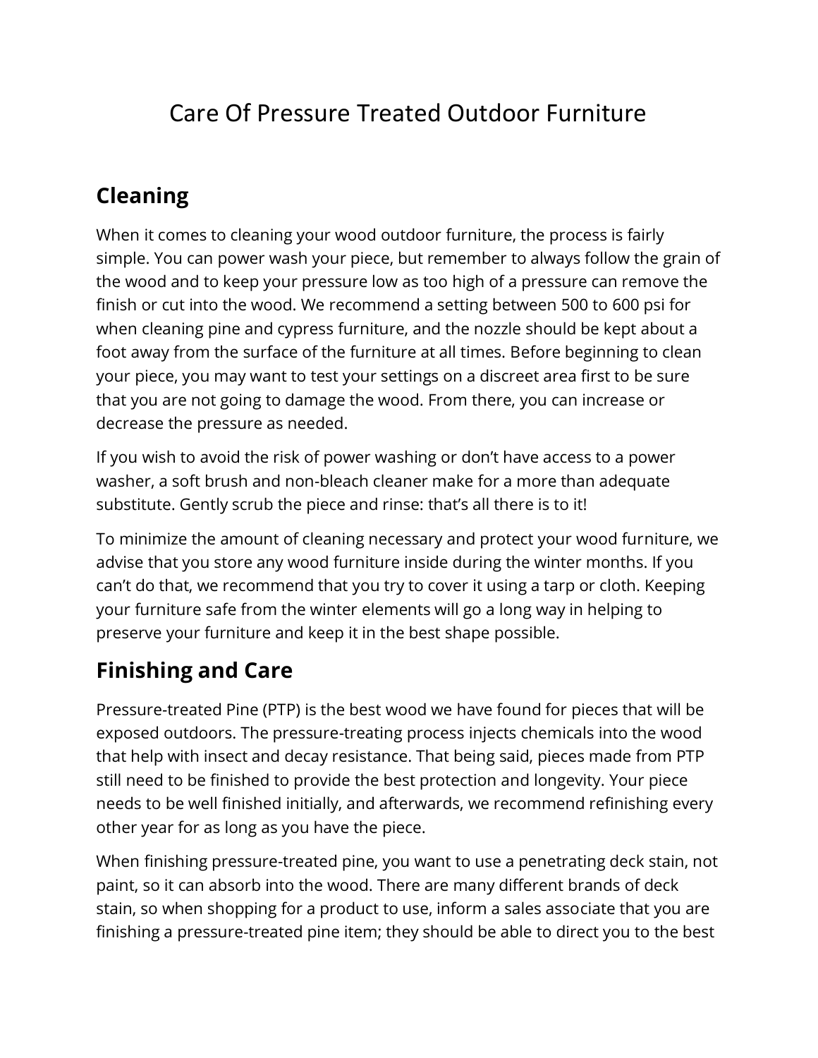# Care Of Pressure Treated Outdoor Furniture

## Cleaning

When it comes to cleaning your wood outdoor furniture, the process is fairly simple. You can power wash your piece, but remember to always follow the grain of the wood and to keep your pressure low as too high of a pressure can remove the finish or cut into the wood. We recommend a setting between 500 to 600 psi for when cleaning pine and cypress furniture, and the nozzle should be kept about a foot away from the surface of the furniture at all times. Before beginning to clean your piece, you may want to test your settings on a discreet area first to be sure that you are not going to damage the wood. From there, you can increase or decrease the pressure as needed.

If you wish to avoid the risk of power washing or don't have access to a power washer, a soft brush and non-bleach cleaner make for a more than adequate substitute. Gently scrub the piece and rinse: that's all there is to it!

To minimize the amount of cleaning necessary and protect your wood furniture, we advise that you store any wood furniture inside during the winter months. If you can't do that, we recommend that you try to cover it using a tarp or cloth. Keeping your furniture safe from the winter elements will go a long way in helping to preserve your furniture and keep it in the best shape possible.

## Finishing and Care

Pressure-treated Pine (PTP) is the best wood we have found for pieces that will be exposed outdoors. The pressure-treating process injects chemicals into the wood that help with insect and decay resistance. That being said, pieces made from PTP still need to be finished to provide the best protection and longevity. Your piece needs to be well finished initially, and afterwards, we recommend refinishing every other year for as long as you have the piece.

When finishing pressure-treated pine, you want to use a penetrating deck stain, not paint, so it can absorb into the wood. There are many different brands of deck stain, so when shopping for a product to use, inform a sales associate that you are finishing a pressure-treated pine item; they should be able to direct you to the best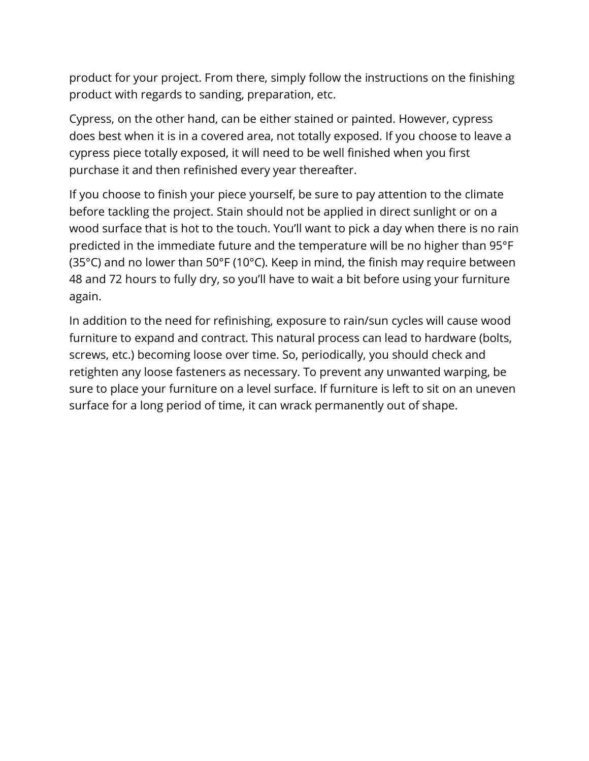product for your project. From there, simply follow the instructions on the finishing product with regards to sanding, preparation, etc.

Cypress, on the other hand, can be either stained or painted. However, cypress does best when it is in a covered area, not totally exposed. If you choose to leave a cypress piece totally exposed, it will need to be well finished when you first purchase it and then refinished every year thereafter.

If you choose to finish your piece yourself, be sure to pay attention to the climate before tackling the project. Stain should not be applied in direct sunlight or on a wood surface that is hot to the touch. You'll want to pick a day when there is no rain predicted in the immediate future and the temperature will be no higher than 95°F (35°C) and no lower than 50°F (10°C). Keep in mind, the finish may require between 48 and 72 hours to fully dry, so you'll have to wait a bit before using your furniture again.

In addition to the need for refinishing, exposure to rain/sun cycles will cause wood furniture to expand and contract. This natural process can lead to hardware (bolts, screws, etc.) becoming loose over time. So, periodically, you should check and retighten any loose fasteners as necessary. To prevent any unwanted warping, be sure to place your furniture on a level surface. If furniture is left to sit on an uneven surface for a long period of time, it can wrack permanently out of shape.